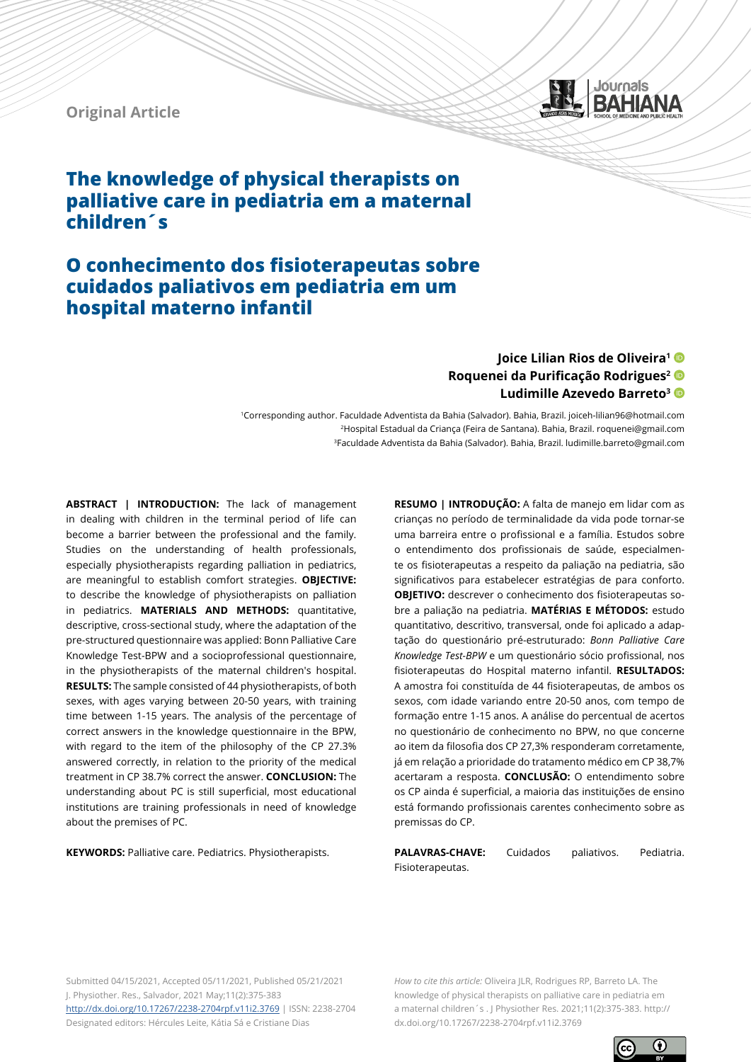Original Article

# The knowledge of physical therapists on palliative care in pediatria em a maternal children´s

# O conhecimento dos fisioterapeutas sobre cuidados paliativos em pediatria em um hospital materno infantil

**Joice Lilian Rios de Oliveira[1]**
**Roquenei da Purificação Rodrigues[2]**
**Ludimille Azevedo Barreto[3]**

[1]Corresponding author. Faculdade Adventista da Bahia (Salvador). Bahia, Brazil. joiceh-lilian96@hotmail.com
[2]Hospital Estadual da Criança (Feira de Santana). Bahia, Brazil. roquenei@gmail.com
[3]Faculdade Adventista da Bahia (Salvador). Bahia, Brazil. ludimille.barreto@gmail.com

**ABSTRACT | INTRODUCTION:** The lack of management in dealing with children in the terminal period of life can become a barrier between the professional and the family. Studies on the understanding of health professionals, especially physiotherapists regarding palliation in pediatrics, are meaningful to establish comfort strategies. **OBJECTIVE:** to describe the knowledge of physiotherapists on palliation in pediatrics. **MATERIALS AND METHODS:** quantitative, descriptive, cross-sectional study, where the adaptation of the pre-structured questionnaire was applied: Bonn Palliative Care Knowledge Test-BPW and a socioprofessional questionnaire, in the physiotherapists of the maternal children's hospital. **RESULTS:** The sample consisted of 44 physiotherapists, of both sexes, with ages varying between 20-50 years, with training time between 1-15 years. The analysis of the percentage of correct answers in the knowledge questionnaire in the BPW, with regard to the item of the philosophy of the CP 27.3% answered correctly, in relation to the priority of the medical treatment in CP 38.7% correct the answer. **CONCLUSION:** The understanding about PC is still superficial, most educational institutions are training professionals in need of knowledge about the premises of PC.

**KEYWORDS:** Palliative care. Pediatrics. Physiotherapists.

**RESUMO | INTRODUÇÃO:** A falta de manejo em lidar com as crianças no período de terminalidade da vida pode tornar-se uma barreira entre o profissional e a família. Estudos sobre o entendimento dos profissionais de saúde, especialmente os fisioterapeutas a respeito da paliação na pediatria, são significativos para estabelecer estratégias de para conforto. **OBJETIVO:** descrever o conhecimento dos fisioterapeutas sobre a paliação na pediatria. **MATÉRIAS E MÉTODOS:** estudo quantitativo, descritivo, transversal, onde foi aplicado a adaptação do questionário pré-estruturado: *Bonn Palliative Care Knowledge Test-BPW* e um questionário sócio profissional, nos fisioterapeutas do Hospital materno infantil. **RESULTADOS:** A amostra foi constituída de 44 fisioterapeutas, de ambos os sexos, com idade variando entre 20-50 anos, com tempo de formação entre 1-15 anos. A análise do percentual de acertos no questionário de conhecimento no BPW, no que concerne ao item da filosofia dos CP 27,3% responderam corretamente, já em relação a prioridade do tratamento médico em CP 38,7% acertaram a resposta. **CONCLUSÃO:** O entendimento sobre os CP ainda é superficial, a maioria das instituições de ensino está formando profissionais carentes conhecimento sobre as premissas do CP.

**PALAVRAS-CHAVE:** Cuidados paliativos. Pediatria. Fisioterapeutas.

Submitted 04/15/2021, Accepted 05/11/2021, Published 05/21/2021
J. Physiother. Res., Salvador, 2021 May;11(2):375-383
http://dx.doi.org/10.17267/2238-2704rpf.v11i2.3769 | ISSN: 2238-2704
Designated editors: Hércules Leite, Kátia Sá e Cristiane Dias

*How to cite this article:* Oliveira JLR, Rodrigues RP, Barreto LA. The knowledge of physical therapists on palliative care in pediatria em a maternal children´s . J Physiother Res. 2021;11(2):375-383. http://dx.doi.org/10.17267/2238-2704rpf.v11i2.3769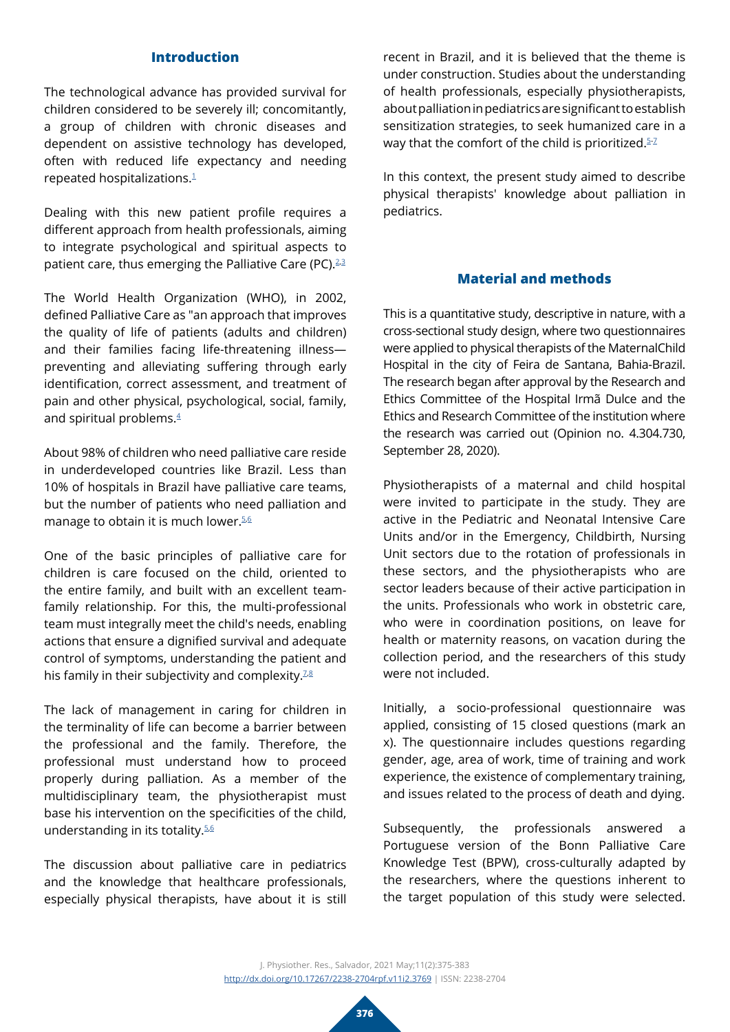## Introduction

The technological advance has provided survival for children considered to be severely ill; concomitantly, a group of children with chronic diseases and dependent on assistive technology has developed, often with reduced life expectancy and needing repeated hospitalizations.[1]

Dealing with this new patient profile requires a different approach from health professionals, aiming to integrate psychological and spiritual aspects to patient care, thus emerging the Palliative Care (PC).[2,3]

The World Health Organization (WHO), in 2002, defined Palliative Care as "an approach that improves the quality of life of patients (adults and children) and their families facing life-threatening illness—preventing and alleviating suffering through early identification, correct assessment, and treatment of pain and other physical, psychological, social, family, and spiritual problems.[4]

About 98% of children who need palliative care reside in underdeveloped countries like Brazil. Less than 10% of hospitals in Brazil have palliative care teams, but the number of patients who need palliation and manage to obtain it is much lower.[5,6]

One of the basic principles of palliative care for children is care focused on the child, oriented to the entire family, and built with an excellent team-family relationship. For this, the multi-professional team must integrally meet the child's needs, enabling actions that ensure a dignified survival and adequate control of symptoms, understanding the patient and his family in their subjectivity and complexity.[7,8]

The lack of management in caring for children in the terminality of life can become a barrier between the professional and the family. Therefore, the professional must understand how to proceed properly during palliation. As a member of the multidisciplinary team, the physiotherapist must base his intervention on the specificities of the child, understanding in its totality.[5,6]

The discussion about palliative care in pediatrics and the knowledge that healthcare professionals, especially physical therapists, have about it is still recent in Brazil, and it is believed that the theme is under construction. Studies about the understanding of health professionals, especially physiotherapists, about palliation in pediatrics are significant to establish sensitization strategies, to seek humanized care in a way that the comfort of the child is prioritized.[5-7]

In this context, the present study aimed to describe physical therapists' knowledge about palliation in pediatrics.

## Material and methods

This is a quantitative study, descriptive in nature, with a cross-sectional study design, where two questionnaires were applied to physical therapists of the MaternalChild Hospital in the city of Feira de Santana, Bahia-Brazil. The research began after approval by the Research and Ethics Committee of the Hospital Irmã Dulce and the Ethics and Research Committee of the institution where the research was carried out (Opinion no. 4.304.730, September 28, 2020).

Physiotherapists of a maternal and child hospital were invited to participate in the study. They are active in the Pediatric and Neonatal Intensive Care Units and/or in the Emergency, Childbirth, Nursing Unit sectors due to the rotation of professionals in these sectors, and the physiotherapists who are sector leaders because of their active participation in the units. Professionals who work in obstetric care, who were in coordination positions, on leave for health or maternity reasons, on vacation during the collection period, and the researchers of this study were not included.

Initially, a socio-professional questionnaire was applied, consisting of 15 closed questions (mark an x). The questionnaire includes questions regarding gender, age, area of work, time of training and work experience, the existence of complementary training, and issues related to the process of death and dying.

Subsequently, the professionals answered a Portuguese version of the Bonn Palliative Care Knowledge Test (BPW), cross-culturally adapted by the researchers, where the questions inherent to the target population of this study were selected.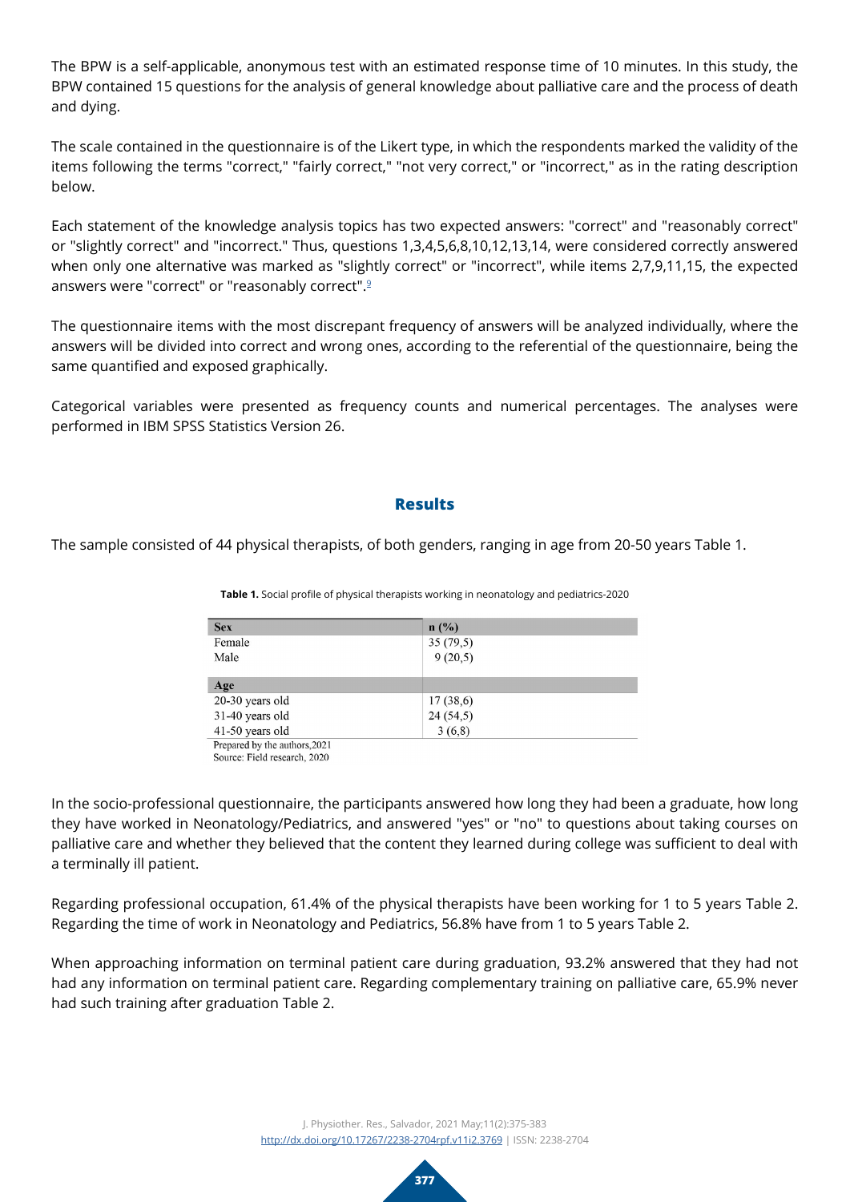The BPW is a self-applicable, anonymous test with an estimated response time of 10 minutes. In this study, the BPW contained 15 questions for the analysis of general knowledge about palliative care and the process of death and dying.

The scale contained in the questionnaire is of the Likert type, in which the respondents marked the validity of the items following the terms "correct," "fairly correct," "not very correct," or "incorrect," as in the rating description below.

Each statement of the knowledge analysis topics has two expected answers: "correct" and "reasonably correct" or "slightly correct" and "incorrect." Thus, questions 1,3,4,5,6,8,10,12,13,14, were considered correctly answered when only one alternative was marked as "slightly correct" or "incorrect", while items 2,7,9,11,15, the expected answers were "correct" or "reasonably correct".[9]

The questionnaire items with the most discrepant frequency of answers will be analyzed individually, where the answers will be divided into correct and wrong ones, according to the referential of the questionnaire, being the same quantified and exposed graphically.

Categorical variables were presented as frequency counts and numerical percentages. The analyses were performed in IBM SPSS Statistics Version 26.

## Results

The sample consisted of 44 physical therapists, of both genders, ranging in age from 20-50 years Table 1.

**Table 1.** Social profile of physical therapists working in neonatology and pediatrics-2020

| **Sex** | **n (%)** |
|---|---|
| Female | 35 (79,5) |
| Male | 9 (20,5) |
| **Age** | |
| 20-30 years old | 17 (38,6) |
| 31-40 years old | 24 (54,5) |
| 41-50 years old | 3 (6,8) |

Prepared by the authors,2021
Source: Field research, 2020

In the socio-professional questionnaire, the participants answered how long they had been a graduate, how long they have worked in Neonatology/Pediatrics, and answered "yes" or "no" to questions about taking courses on palliative care and whether they believed that the content they learned during college was sufficient to deal with a terminally ill patient.

Regarding professional occupation, 61.4% of the physical therapists have been working for 1 to 5 years Table 2. Regarding the time of work in Neonatology and Pediatrics, 56.8% have from 1 to 5 years Table 2.

When approaching information on terminal patient care during graduation, 93.2% answered that they had not had any information on terminal patient care. Regarding complementary training on palliative care, 65.9% never had such training after graduation Table 2.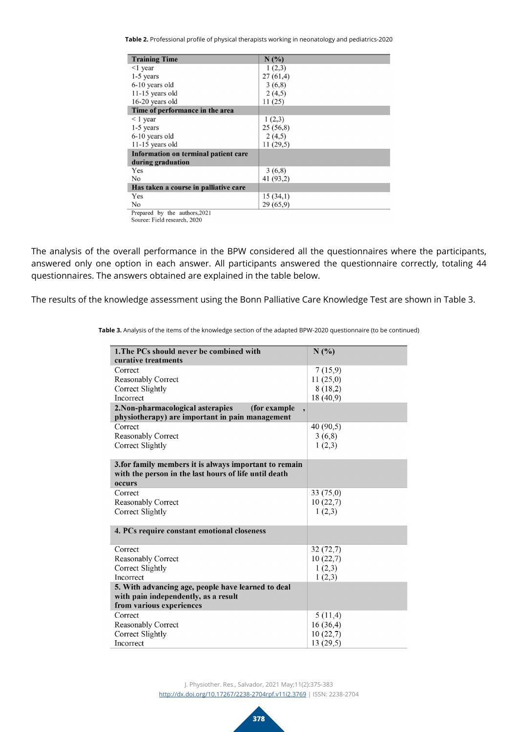**Table 2.** Professional profile of physical therapists working in neonatology and pediatrics-2020

| Training Time | N (%) |
|---|---|
| <1 year | 1 (2,3) |
| 1-5 years | 27 (61,4) |
| 6-10 years old | 3 (6,8) |
| 11-15 years old | 2 (4,5) |
| 16-20 years old | 11 (25) |
| **Time of performance in the area** | |
| < 1 year | 1 (2,3) |
| 1-5 years | 25 (56,8) |
| 6-10 years old | 2 (4,5) |
| 11-15 years old | 11 (29,5) |
| **Information on terminal patient care during graduation** | |
| Yes | 3 (6,8) |
| No | 41 (93,2) |
| **Has taken a course in palliative care** | |
| Yes | 15 (34,1) |
| No | 29 (65,9) |

Prepared by the authors,2021
Source: Field research, 2020

The analysis of the overall performance in the BPW considered all the questionnaires where the participants, answered only one option in each answer. All participants answered the questionnaire correctly, totaling 44 questionnaires. The answers obtained are explained in the table below.

The results of the knowledge assessment using the Bonn Palliative Care Knowledge Test are shown in Table 3.

**Table 3.** Analysis of the items of the knowledge section of the adapted BPW-2020 questionnaire (to be continued)

| **1.The PCs should never be combined with curative treatments** | **N (%)** |
|---|---|
| Correct | 7 (15,9) |
| Reasonably Correct | 11 (25,0) |
| Correct Slightly | 8 (18,2) |
| Incorrect | 18 (40,9) |
| **2.Non-pharmacological asterapies (for example , physiotherapy) are important in pain management** | |
| Correct | 40 (90,5) |
| Reasonably Correct | 3 (6,8) |
| Correct Slightly | 1 (2,3) |
| **3.for family members it is always important to remain with the person in the last hours of life until death occurs** | |
| Correct | 33 (75,0) |
| Reasonably Correct | 10 (22,7) |
| Correct Slightly | 1 (2,3) |
| **4. PCs require constant emotional closeness** | |
| Correct | 32 (72,7) |
| Reasonably Correct | 10 (22,7) |
| Correct Slightly | 1 (2,3) |
| Incorrect | 1 (2,3) |
| **5. With advancing age, people have learned to deal with pain independently, as a result from various experiences** | |
| Correct | 5 (11,4) |
| Reasonably Correct | 16 (36,4) |
| Correct Slightly | 10 (22,7) |
| Incorrect | 13 (29,5) |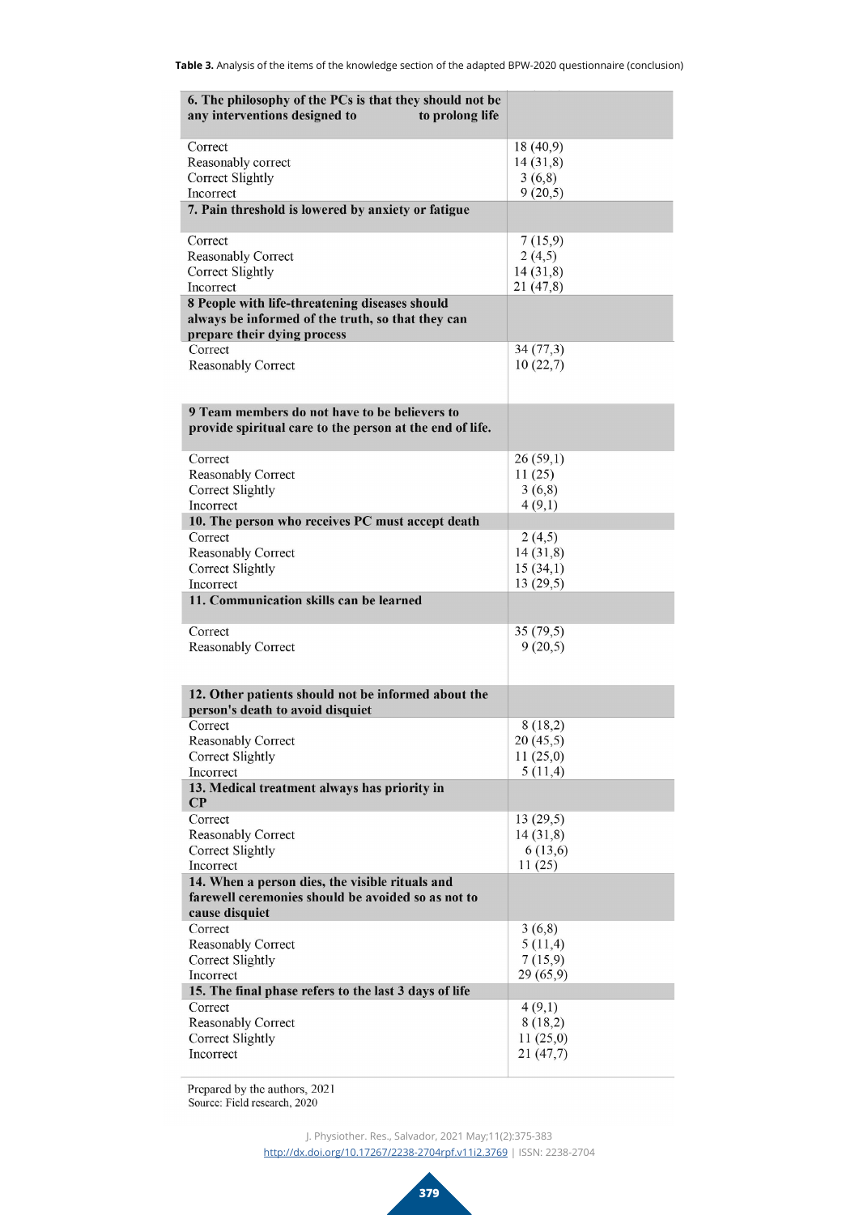**Table 3.** Analysis of the items of the knowledge section of the adapted BPW-2020 questionnaire (conclusion)

| | |
|---|---|
| **6. The philosophy of the PCs is that they should not be any interventions designed to to prolong life** | |
| Correct | 18 (40,9) |
| Reasonably correct | 14 (31,8) |
| Correct Slightly | 3 (6,8) |
| Incorrect | 9 (20,5) |
| **7. Pain threshold is lowered by anxiety or fatigue** | |
| Correct | 7 (15,9) |
| Reasonably Correct | 2 (4,5) |
| Correct Slightly | 14 (31,8) |
| Incorrect | 21 (47,8) |
| **8 People with life-threatening diseases should always be informed of the truth, so that they can prepare their dying process** | |
| Correct | 34 (77,3) |
| Reasonably Correct | 10 (22,7) |
| **9 Team members do not have to be believers to provide spiritual care to the person at the end of life.** | |
| Correct | 26 (59,1) |
| Reasonably Correct | 11 (25) |
| Correct Slightly | 3 (6,8) |
| Incorrect | 4 (9,1) |
| **10. The person who receives PC must accept death** | |
| Correct | 2 (4,5) |
| Reasonably Correct | 14 (31,8) |
| Correct Slightly | 15 (34,1) |
| Incorrect | 13 (29,5) |
| **11. Communication skills can be learned** | |
| Correct | 35 (79,5) |
| Reasonably Correct | 9 (20,5) |
| **12. Other patients should not be informed about the person's death to avoid disquiet** | |
| Correct | 8 (18,2) |
| Reasonably Correct | 20 (45,5) |
| Correct Slightly | 11 (25,0) |
| Incorrect | 5 (11,4) |
| **13. Medical treatment always has priority in CP** | |
| Correct | 13 (29,5) |
| Reasonably Correct | 14 (31,8) |
| Correct Slightly | 6 (13,6) |
| Incorrect | 11 (25) |
| **14. When a person dies, the visible rituals and farewell ceremonies should be avoided so as not to cause disquiet** | |
| Correct | 3 (6,8) |
| Reasonably Correct | 5 (11,4) |
| Correct Slightly | 7 (15,9) |
| Incorrect | 29 (65,9) |
| **15. The final phase refers to the last 3 days of life** | |
| Correct | 4 (9,1) |
| Reasonably Correct | 8 (18,2) |
| Correct Slightly | 11 (25,0) |
| Incorrect | 21 (47,7) |

Prepared by the authors, 2021
Source: Field research, 2020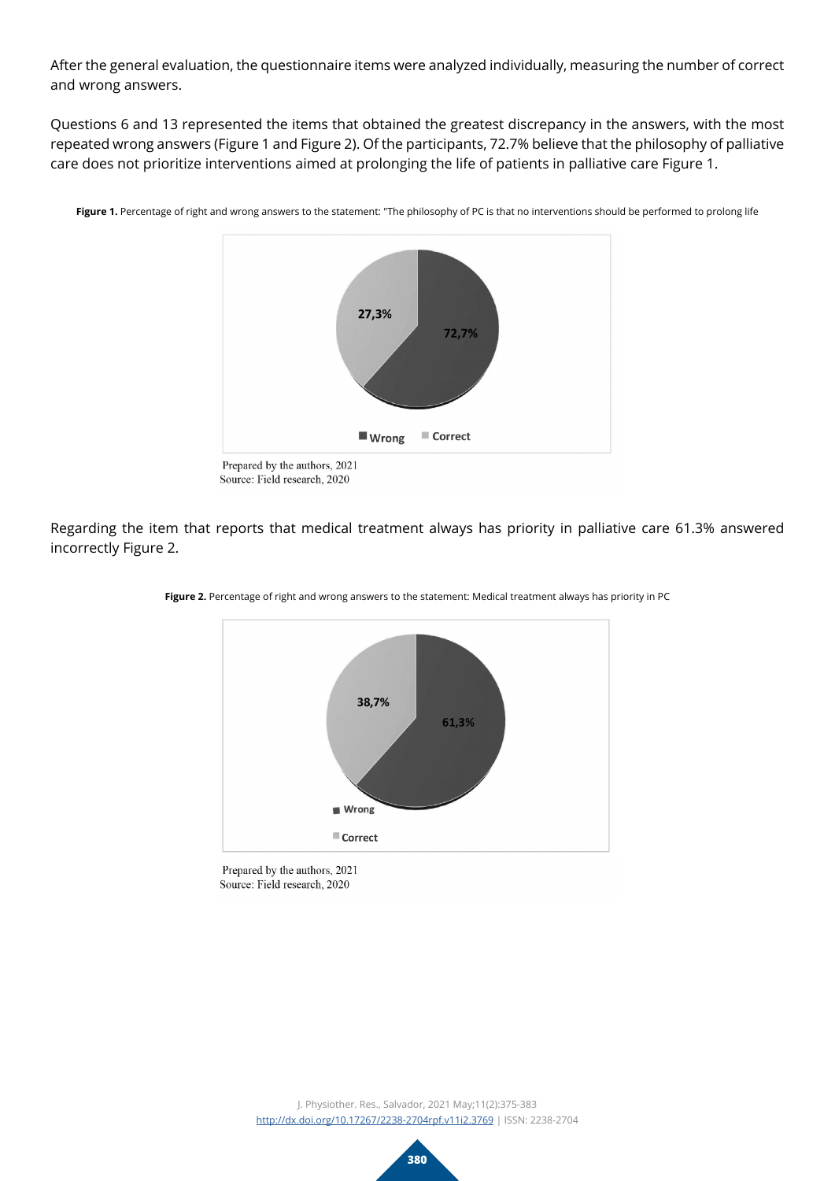After the general evaluation, the questionnaire items were analyzed individually, measuring the number of correct and wrong answers.

Questions 6 and 13 represented the items that obtained the greatest discrepancy in the answers, with the most repeated wrong answers (Figure 1 and Figure 2). Of the participants, 72.7% believe that the philosophy of palliative care does not prioritize interventions aimed at prolonging the life of patients in palliative care Figure 1.

**Figure 1.** Percentage of right and wrong answers to the statement: "The philosophy of PC is that no interventions should be performed to prolong life

Prepared by the authors, 2021
Source: Field research, 2020

Regarding the item that reports that medical treatment always has priority in palliative care 61.3% answered incorrectly Figure 2.

**Figure 2.** Percentage of right and wrong answers to the statement: Medical treatment always has priority in PC

Prepared by the authors, 2021
Source: Field research, 2020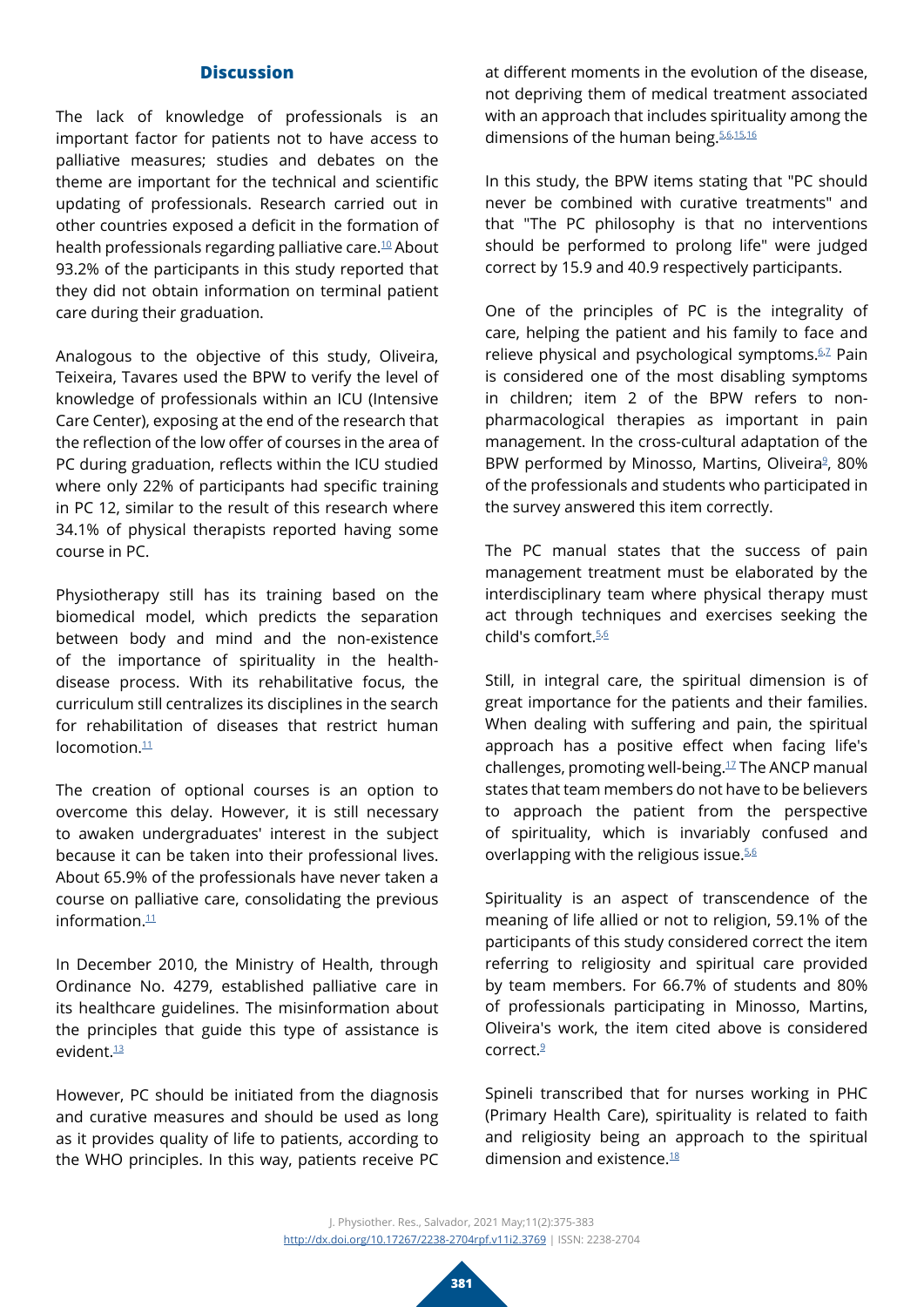## Discussion

The lack of knowledge of professionals is an important factor for patients not to have access to palliative measures; studies and debates on the theme are important for the technical and scientific updating of professionals. Research carried out in other countries exposed a deficit in the formation of health professionals regarding palliative care.[10] About 93.2% of the participants in this study reported that they did not obtain information on terminal patient care during their graduation.

Analogous to the objective of this study, Oliveira, Teixeira, Tavares used the BPW to verify the level of knowledge of professionals within an ICU (Intensive Care Center), exposing at the end of the research that the reflection of the low offer of courses in the area of PC during graduation, reflects within the ICU studied where only 22% of participants had specific training in PC 12, similar to the result of this research where 34.1% of physical therapists reported having some course in PC.

Physiotherapy still has its training based on the biomedical model, which predicts the separation between body and mind and the non-existence of the importance of spirituality in the health-disease process. With its rehabilitative focus, the curriculum still centralizes its disciplines in the search for rehabilitation of diseases that restrict human locomotion.[11]

The creation of optional courses is an option to overcome this delay. However, it is still necessary to awaken undergraduates' interest in the subject because it can be taken into their professional lives. About 65.9% of the professionals have never taken a course on palliative care, consolidating the previous information.[11]

In December 2010, the Ministry of Health, through Ordinance No. 4279, established palliative care in its healthcare guidelines. The misinformation about the principles that guide this type of assistance is evident.[13]

However, PC should be initiated from the diagnosis and curative measures and should be used as long as it provides quality of life to patients, according to the WHO principles. In this way, patients receive PC at different moments in the evolution of the disease, not depriving them of medical treatment associated with an approach that includes spirituality among the dimensions of the human being.[5,6,15,16]

In this study, the BPW items stating that "PC should never be combined with curative treatments" and that "The PC philosophy is that no interventions should be performed to prolong life" were judged correct by 15.9 and 40.9 respectively participants.

One of the principles of PC is the integrality of care, helping the patient and his family to face and relieve physical and psychological symptoms.[6,7] Pain is considered one of the most disabling symptoms in children; item 2 of the BPW refers to non-pharmacological therapies as important in pain management. In the cross-cultural adaptation of the BPW performed by Minosso, Martins, Oliveira[9], 80% of the professionals and students who participated in the survey answered this item correctly.

The PC manual states that the success of pain management treatment must be elaborated by the interdisciplinary team where physical therapy must act through techniques and exercises seeking the child's comfort.[5,6]

Still, in integral care, the spiritual dimension is of great importance for the patients and their families. When dealing with suffering and pain, the spiritual approach has a positive effect when facing life's challenges, promoting well-being.[17] The ANCP manual states that team members do not have to be believers to approach the patient from the perspective of spirituality, which is invariably confused and overlapping with the religious issue.[5,6]

Spirituality is an aspect of transcendence of the meaning of life allied or not to religion, 59.1% of the participants of this study considered correct the item referring to religiosity and spiritual care provided by team members. For 66.7% of students and 80% of professionals participating in Minosso, Martins, Oliveira's work, the item cited above is considered correct.[9]

Spineli transcribed that for nurses working in PHC (Primary Health Care), spirituality is related to faith and religiosity being an approach to the spiritual dimension and existence.[18]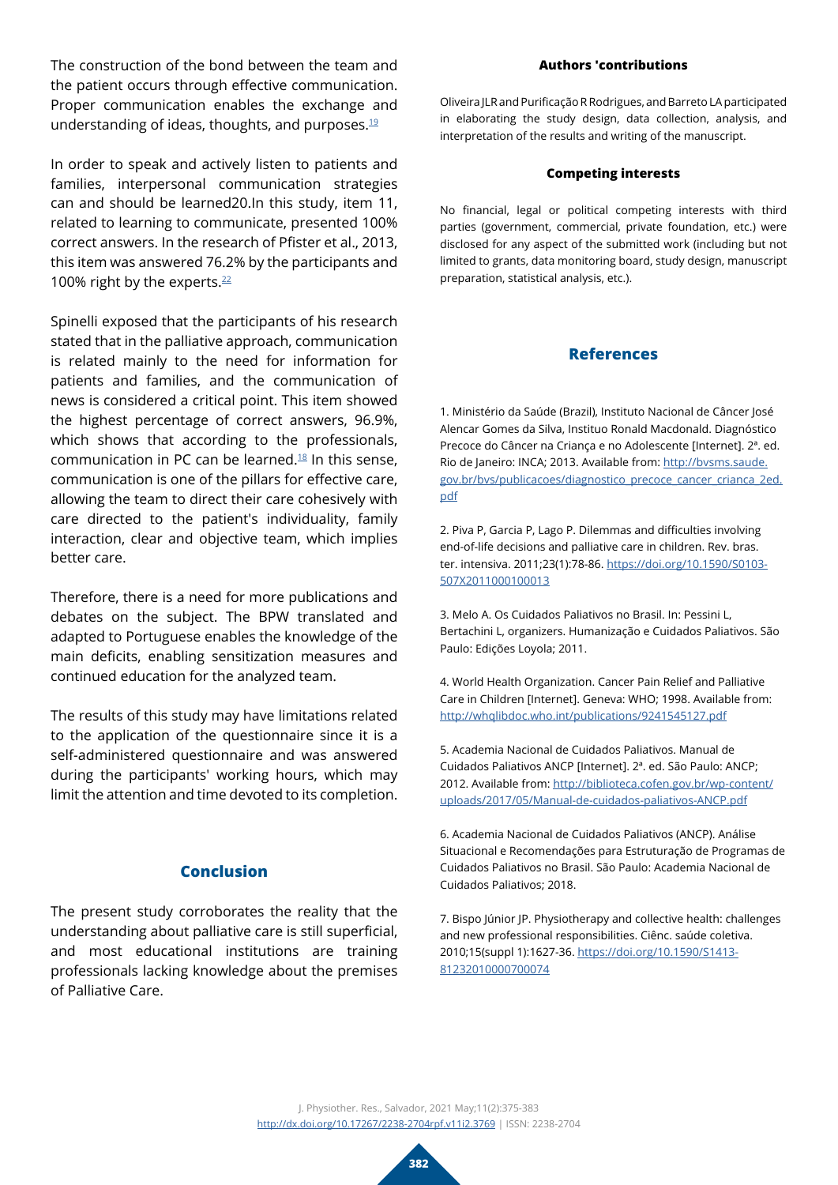The construction of the bond between the team and the patient occurs through effective communication. Proper communication enables the exchange and understanding of ideas, thoughts, and purposes.[19]

In order to speak and actively listen to patients and families, interpersonal communication strategies can and should be learned20.In this study, item 11, related to learning to communicate, presented 100% correct answers. In the research of Pfister et al., 2013, this item was answered 76.2% by the participants and 100% right by the experts.[22]

Spinelli exposed that the participants of his research stated that in the palliative approach, communication is related mainly to the need for information for patients and families, and the communication of news is considered a critical point. This item showed the highest percentage of correct answers, 96.9%, which shows that according to the professionals, communication in PC can be learned.[18] In this sense, communication is one of the pillars for effective care, allowing the team to direct their care cohesively with care directed to the patient's individuality, family interaction, clear and objective team, which implies better care.

Therefore, there is a need for more publications and debates on the subject. The BPW translated and adapted to Portuguese enables the knowledge of the main deficits, enabling sensitization measures and continued education for the analyzed team.

The results of this study may have limitations related to the application of the questionnaire since it is a self-administered questionnaire and was answered during the participants' working hours, which may limit the attention and time devoted to its completion.

## Conclusion

The present study corroborates the reality that the understanding about palliative care is still superficial, and most educational institutions are training professionals lacking knowledge about the premises of Palliative Care.

**Authors 'contributions**

Oliveira JLR and Purificação R Rodrigues, and Barreto LA participated in elaborating the study design, data collection, analysis, and interpretation of the results and writing of the manuscript.

**Competing interests**

No financial, legal or political competing interests with third parties (government, commercial, private foundation, etc.) were disclosed for any aspect of the submitted work (including but not limited to grants, data monitoring board, study design, manuscript preparation, statistical analysis, etc.).

## References

1. Ministério da Saúde (Brazil), Instituto Nacional de Câncer José Alencar Gomes da Silva, Instituo Ronald Macdonald. Diagnóstico Precoce do Câncer na Criança e no Adolescente [Internet]. 2ª. ed. Rio de Janeiro: INCA; 2013. Available from: http://bvsms.saude.gov.br/bvs/publicacoes/diagnostico_precoce_cancer_crianca_2ed.pdf

2. Piva P, Garcia P, Lago P. Dilemmas and difficulties involving end-of-life decisions and palliative care in children. Rev. bras. ter. intensiva. 2011;23(1):78-86. https://doi.org/10.1590/S0103-507X2011000100013

3. Melo A. Os Cuidados Paliativos no Brasil. In: Pessini L, Bertachini L, organizers. Humanização e Cuidados Paliativos. São Paulo: Edições Loyola; 2011.

4. World Health Organization. Cancer Pain Relief and Palliative Care in Children [Internet]. Geneva: WHO; 1998. Available from: http://whqlibdoc.who.int/publications/9241545127.pdf

5. Academia Nacional de Cuidados Paliativos. Manual de Cuidados Paliativos ANCP [Internet]. 2ª. ed. São Paulo: ANCP; 2012. Available from: http://biblioteca.cofen.gov.br/wp-content/uploads/2017/05/Manual-de-cuidados-paliativos-ANCP.pdf

6. Academia Nacional de Cuidados Paliativos (ANCP). Análise Situacional e Recomendações para Estruturação de Programas de Cuidados Paliativos no Brasil. São Paulo: Academia Nacional de Cuidados Paliativos; 2018.

7. Bispo Júnior JP. Physiotherapy and collective health: challenges and new professional responsibilities. Ciênc. saúde coletiva. 2010;15(suppl 1):1627-36. https://doi.org/10.1590/S1413-81232010000700074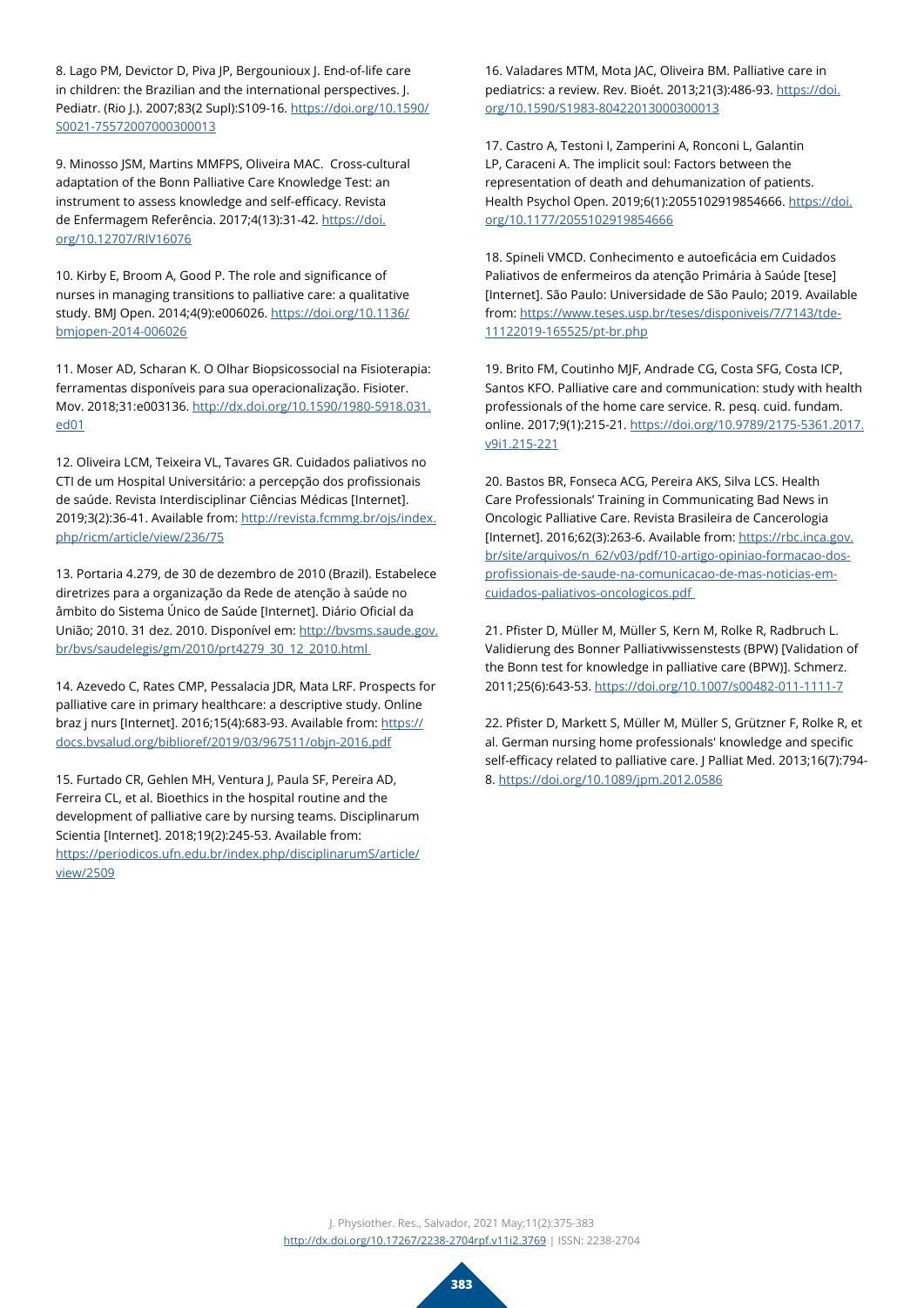8. Lago PM, Devictor D, Piva JP, Bergounioux J. End-of-life care in children: the Brazilian and the international perspectives. J. Pediatr. (Rio J.). 2007;83(2 Supl):S109-16. https://doi.org/10.1590/S0021-75572007000300013

9. Minosso JSM, Martins MMFPS, Oliveira MAC. Cross-cultural adaptation of the Bonn Palliative Care Knowledge Test: an instrument to assess knowledge and self-efficacy. Revista de Enfermagem Referência. 2017;4(13):31-42. https://doi.org/10.12707/RIV16076

10. Kirby E, Broom A, Good P. The role and significance of nurses in managing transitions to palliative care: a qualitative study. BMJ Open. 2014;4(9):e006026. https://doi.org/10.1136/bmjopen-2014-006026

11. Moser AD, Scharan K. O Olhar Biopsicossocial na Fisioterapia: ferramentas disponíveis para sua operacionalização. Fisioter. Mov. 2018;31:e003136. http://dx.doi.org/10.1590/1980-5918.031.ed01

12. Oliveira LCM, Teixeira VL, Tavares GR. Cuidados paliativos no CTI de um Hospital Universitário: a percepção dos profissionais de saúde. Revista Interdisciplinar Ciências Médicas [Internet]. 2019;3(2):36-41. Available from: http://revista.fcmmg.br/ojs/index.php/ricm/article/view/236/75

13. Portaria 4.279, de 30 de dezembro de 2010 (Brazil). Estabelece diretrizes para a organização da Rede de atenção à saúde no âmbito do Sistema Único de Saúde [Internet]. Diário Oficial da União; 2010. 31 dez. 2010. Disponível em: http://bvsms.saude.gov.br/bvs/saudelegis/gm/2010/prt4279_30_12_2010.html

14. Azevedo C, Rates CMP, Pessalacia JDR, Mata LRF. Prospects for palliative care in primary healthcare: a descriptive study. Online braz j nurs [Internet]. 2016;15(4):683-93. Available from: https://docs.bvsalud.org/biblioref/2019/03/967511/objn-2016.pdf

15. Furtado CR, Gehlen MH, Ventura J, Paula SF, Pereira AD, Ferreira CL, et al. Bioethics in the hospital routine and the development of palliative care by nursing teams. Disciplinarum Scientia [Internet]. 2018;19(2):245-53. Available from: https://periodicos.ufn.edu.br/index.php/disciplinarumS/article/view/2509

16. Valadares MTM, Mota JAC, Oliveira BM. Palliative care in pediatrics: a review. Rev. Bioét. 2013;21(3):486-93. https://doi.org/10.1590/S1983-80422013000300013

17. Castro A, Testoni I, Zamperini A, Ronconi L, Galantin LP, Caraceni A. The implicit soul: Factors between the representation of death and dehumanization of patients. Health Psychol Open. 2019;6(1):2055102919854666. https://doi.org/10.1177/2055102919854666

18. Spineli VMCD. Conhecimento e autoeficácia em Cuidados Paliativos de enfermeiros da atenção Primária à Saúde [tese] [Internet]. São Paulo: Universidade de São Paulo; 2019. Available from: https://www.teses.usp.br/teses/disponiveis/7/7143/tde-11122019-165525/pt-br.php

19. Brito FM, Coutinho MJF, Andrade CG, Costa SFG, Costa ICP, Santos KFO. Palliative care and communication: study with health professionals of the home care service. R. pesq. cuid. fundam. online. 2017;9(1):215-21. https://doi.org/10.9789/2175-5361.2017.v9i1.215-221

20. Bastos BR, Fonseca ACG, Pereira AKS, Silva LCS. Health Care Professionals' Training in Communicating Bad News in Oncologic Palliative Care. Revista Brasileira de Cancerologia [Internet]. 2016;62(3):263-6. Available from: https://rbc.inca.gov.br/site/arquivos/n_62/v03/pdf/10-artigo-opiniao-formacao-dos-profissionais-de-saude-na-comunicacao-de-mas-noticias-em-cuidados-paliativos-oncologicos.pdf

21. Pfister D, Müller M, Müller S, Kern M, Rolke R, Radbruch L. Validierung des Bonner Palliativwissenstests (BPW) [Validation of the Bonn test for knowledge in palliative care (BPW)]. Schmerz. 2011;25(6):643-53. https://doi.org/10.1007/s00482-011-1111-7

22. Pfister D, Markett S, Müller M, Müller S, Grützner F, Rolke R, et al. German nursing home professionals' knowledge and specific self-efficacy related to palliative care. J Palliat Med. 2013;16(7):794-8. https://doi.org/10.1089/jpm.2012.0586